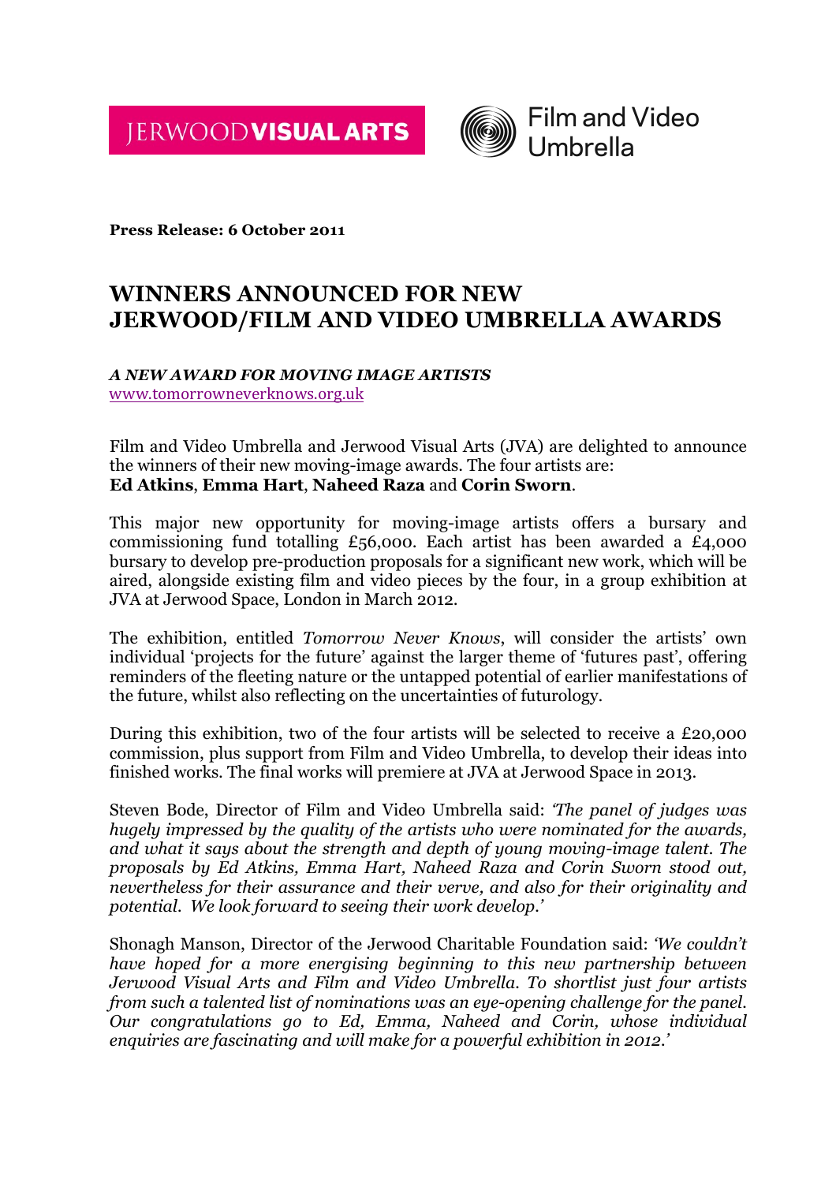JERWOOD**VISUAL ARTS**

Film and Video Umbrella

**Press Release: 6 October 2011**

# WINNERS ANNOUNCED FOR NEW JERWOOD/FILM AND VIDEO UMBRELLA AWARDS

***A NEW AWARD FOR MOVING IMAGE ARTISTS***
www.tomorrowneverknows.org.uk

Film and Video Umbrella and Jerwood Visual Arts (JVA) are delighted to announce the winners of their new moving-image awards. The four artists are:
**Ed Atkins**, **Emma Hart**, **Naheed Raza** and **Corin Sworn**.

This major new opportunity for moving-image artists offers a bursary and commissioning fund totalling £56,000. Each artist has been awarded a £4,000 bursary to develop pre-production proposals for a significant new work, which will be aired, alongside existing film and video pieces by the four, in a group exhibition at JVA at Jerwood Space, London in March 2012.

The exhibition, entitled *Tomorrow Never Knows*, will consider the artists' own individual 'projects for the future' against the larger theme of 'futures past', offering reminders of the fleeting nature or the untapped potential of earlier manifestations of the future, whilst also reflecting on the uncertainties of futurology.

During this exhibition, two of the four artists will be selected to receive a £20,000 commission, plus support from Film and Video Umbrella, to develop their ideas into finished works. The final works will premiere at JVA at Jerwood Space in 2013.

Steven Bode, Director of Film and Video Umbrella said: *'The panel of judges was hugely impressed by the quality of the artists who were nominated for the awards, and what it says about the strength and depth of young moving-image talent. The proposals by Ed Atkins, Emma Hart, Naheed Raza and Corin Sworn stood out, nevertheless for their assurance and their verve, and also for their originality and potential. We look forward to seeing their work develop.'*

Shonagh Manson, Director of the Jerwood Charitable Foundation said: *'We couldn't have hoped for a more energising beginning to this new partnership between Jerwood Visual Arts and Film and Video Umbrella. To shortlist just four artists from such a talented list of nominations was an eye-opening challenge for the panel. Our congratulations go to Ed, Emma, Naheed and Corin, whose individual enquiries are fascinating and will make for a powerful exhibition in 2012.'*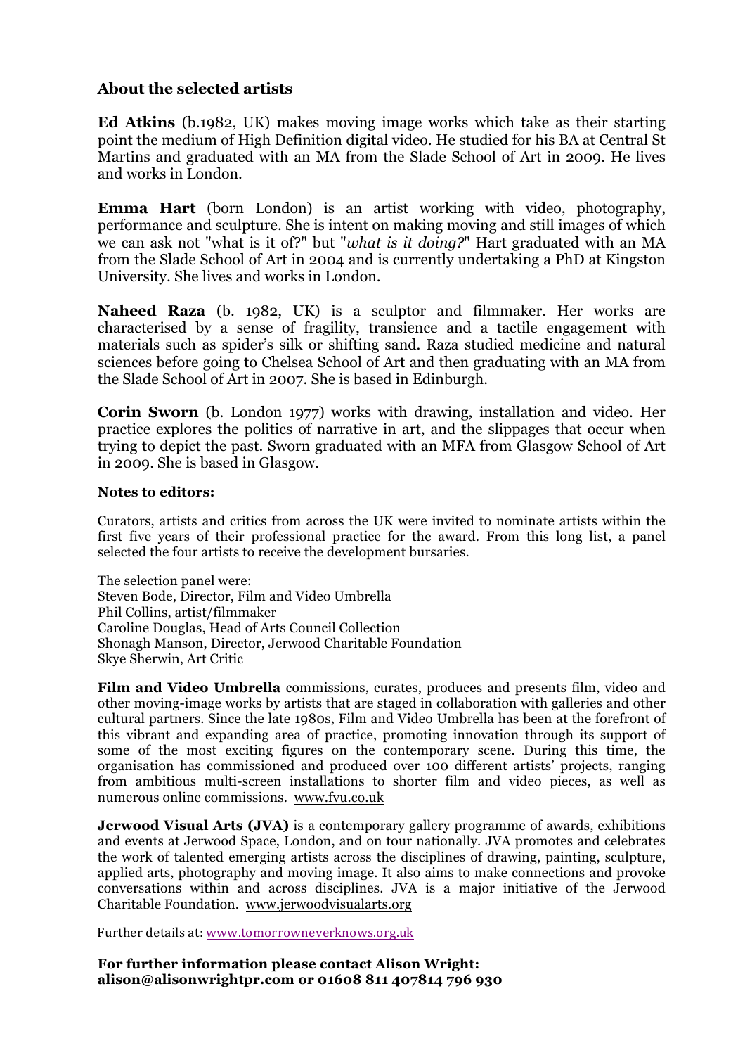### About the selected artists

**Ed Atkins** (b.1982, UK) makes moving image works which take as their starting point the medium of High Definition digital video. He studied for his BA at Central St Martins and graduated with an MA from the Slade School of Art in 2009. He lives and works in London.

**Emma Hart** (born London) is an artist working with video, photography, performance and sculpture. She is intent on making moving and still images of which we can ask not "what is it of?" but "*what is it doing?*" Hart graduated with an MA from the Slade School of Art in 2004 and is currently undertaking a PhD at Kingston University. She lives and works in London.

**Naheed Raza** (b. 1982, UK) is a sculptor and filmmaker. Her works are characterised by a sense of fragility, transience and a tactile engagement with materials such as spider's silk or shifting sand. Raza studied medicine and natural sciences before going to Chelsea School of Art and then graduating with an MA from the Slade School of Art in 2007. She is based in Edinburgh.

**Corin Sworn** (b. London 1977) works with drawing, installation and video. Her practice explores the politics of narrative in art, and the slippages that occur when trying to depict the past. Sworn graduated with an MFA from Glasgow School of Art in 2009. She is based in Glasgow.

**Notes to editors:**

Curators, artists and critics from across the UK were invited to nominate artists within the first five years of their professional practice for the award. From this long list, a panel selected the four artists to receive the development bursaries.

The selection panel were:
Steven Bode, Director, Film and Video Umbrella
Phil Collins, artist/filmmaker
Caroline Douglas, Head of Arts Council Collection
Shonagh Manson, Director, Jerwood Charitable Foundation
Skye Sherwin, Art Critic

**Film and Video Umbrella** commissions, curates, produces and presents film, video and other moving-image works by artists that are staged in collaboration with galleries and other cultural partners. Since the late 1980s, Film and Video Umbrella has been at the forefront of this vibrant and expanding area of practice, promoting innovation through its support of some of the most exciting figures on the contemporary scene. During this time, the organisation has commissioned and produced over 100 different artists' projects, ranging from ambitious multi-screen installations to shorter film and video pieces, as well as numerous online commissions. www.fvu.co.uk

**Jerwood Visual Arts (JVA)** is a contemporary gallery programme of awards, exhibitions and events at Jerwood Space, London, and on tour nationally. JVA promotes and celebrates the work of talented emerging artists across the disciplines of drawing, painting, sculpture, applied arts, photography and moving image. It also aims to make connections and provoke conversations within and across disciplines. JVA is a major initiative of the Jerwood Charitable Foundation. www.jerwoodvisualarts.org

Further details at: www.tomorrowneverknows.org.uk

**For further information please contact Alison Wright: alison@alisonwrightpr.com or 01608 811 407814 796 930**